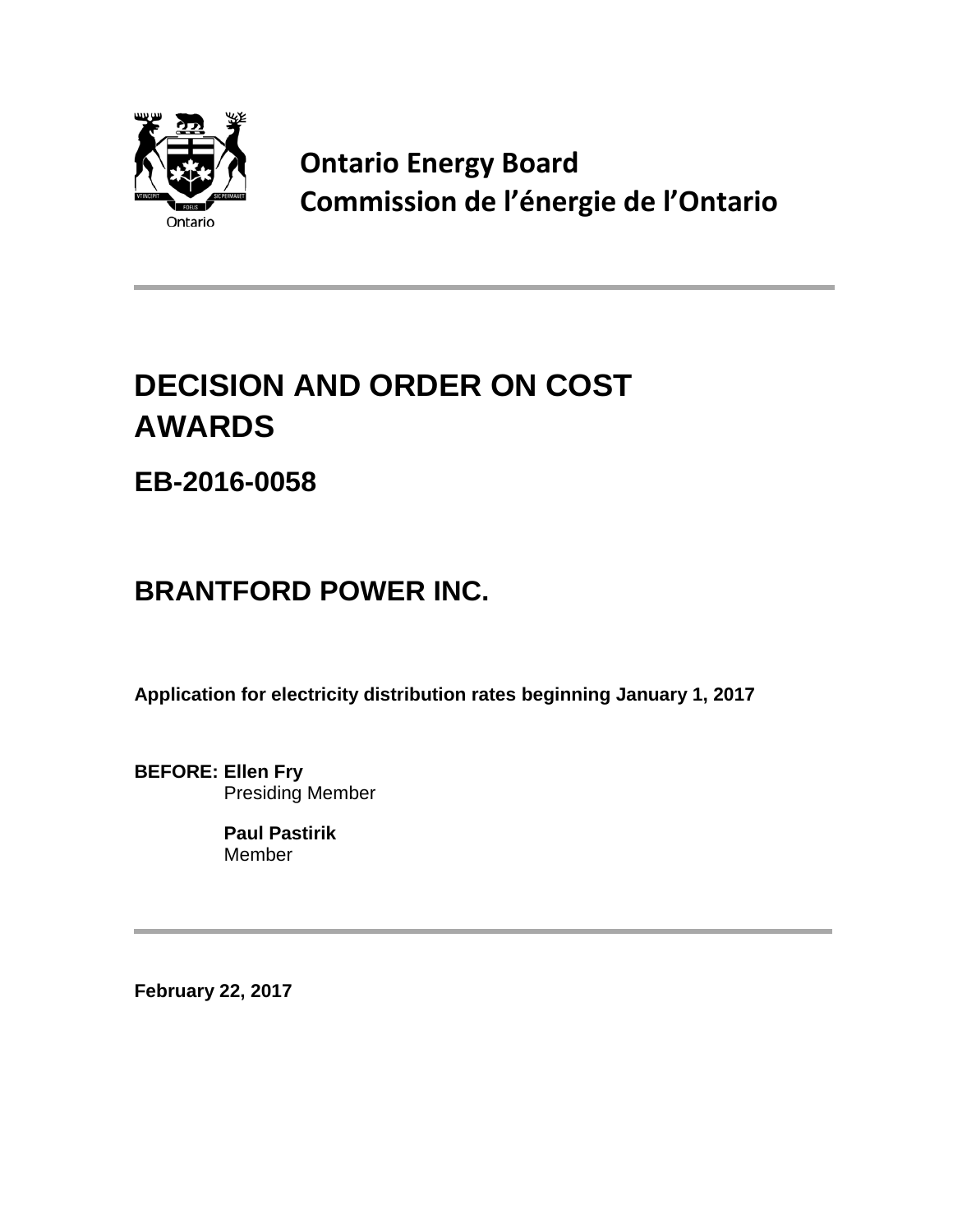Ontario

**Ontario Energy Board**
**Commission de l'énergie de l'Ontario**

---

# DECISION AND ORDER ON COST AWARDS

## EB-2016-0058

## BRANTFORD POWER INC.

**Application for electricity distribution rates beginning January 1, 2017**

**BEFORE: Ellen Fry**
Presiding Member

**Paul Pastirik**
Member

---

**February 22, 2017**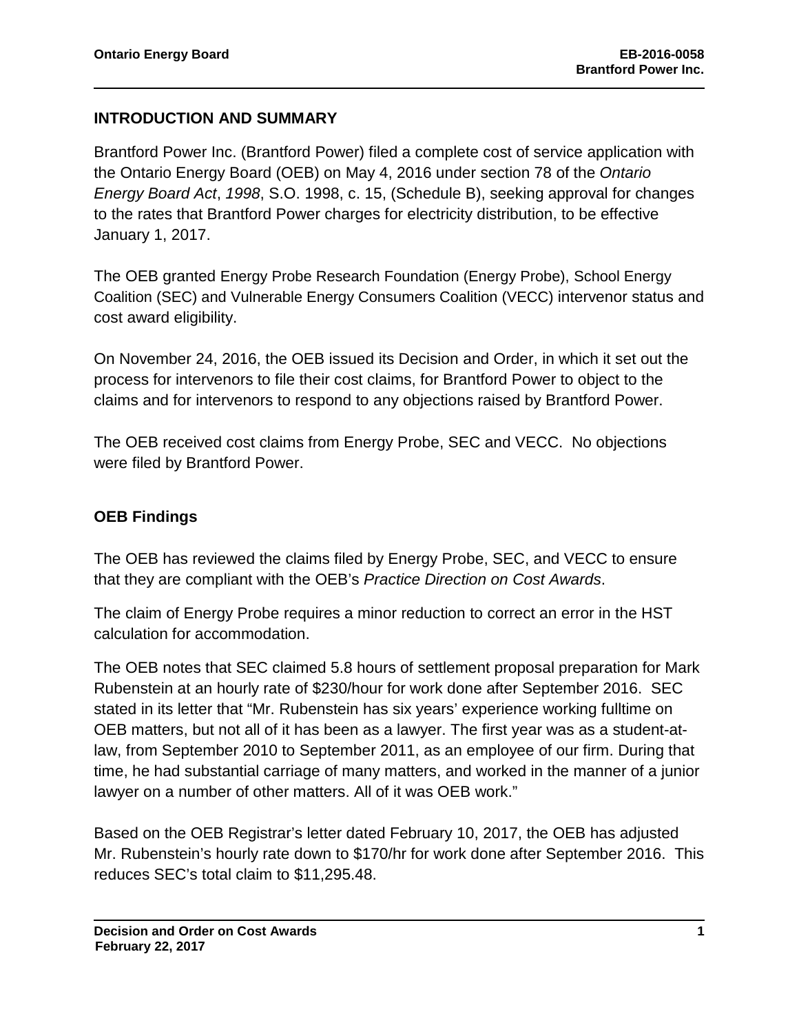## INTRODUCTION AND SUMMARY

Brantford Power Inc. (Brantford Power) filed a complete cost of service application with the Ontario Energy Board (OEB) on May 4, 2016 under section 78 of the *Ontario Energy Board Act*, *1998*, S.O. 1998, c. 15, (Schedule B), seeking approval for changes to the rates that Brantford Power charges for electricity distribution, to be effective January 1, 2017.

The OEB granted Energy Probe Research Foundation (Energy Probe), School Energy Coalition (SEC) and Vulnerable Energy Consumers Coalition (VECC) intervenor status and cost award eligibility.

On November 24, 2016, the OEB issued its Decision and Order, in which it set out the process for intervenors to file their cost claims, for Brantford Power to object to the claims and for intervenors to respond to any objections raised by Brantford Power.

The OEB received cost claims from Energy Probe, SEC and VECC. No objections were filed by Brantford Power.

## OEB Findings

The OEB has reviewed the claims filed by Energy Probe, SEC, and VECC to ensure that they are compliant with the OEB's *Practice Direction on Cost Awards*.

The claim of Energy Probe requires a minor reduction to correct an error in the HST calculation for accommodation.

The OEB notes that SEC claimed 5.8 hours of settlement proposal preparation for Mark Rubenstein at an hourly rate of $230/hour for work done after September 2016. SEC stated in its letter that "Mr. Rubenstein has six years' experience working fulltime on OEB matters, but not all of it has been as a lawyer. The first year was as a student-at-law, from September 2010 to September 2011, as an employee of our firm. During that time, he had substantial carriage of many matters, and worked in the manner of a junior lawyer on a number of other matters. All of it was OEB work."

Based on the OEB Registrar's letter dated February 10, 2017, the OEB has adjusted Mr. Rubenstein's hourly rate down to $170/hr for work done after September 2016. This reduces SEC's total claim to $11,295.48.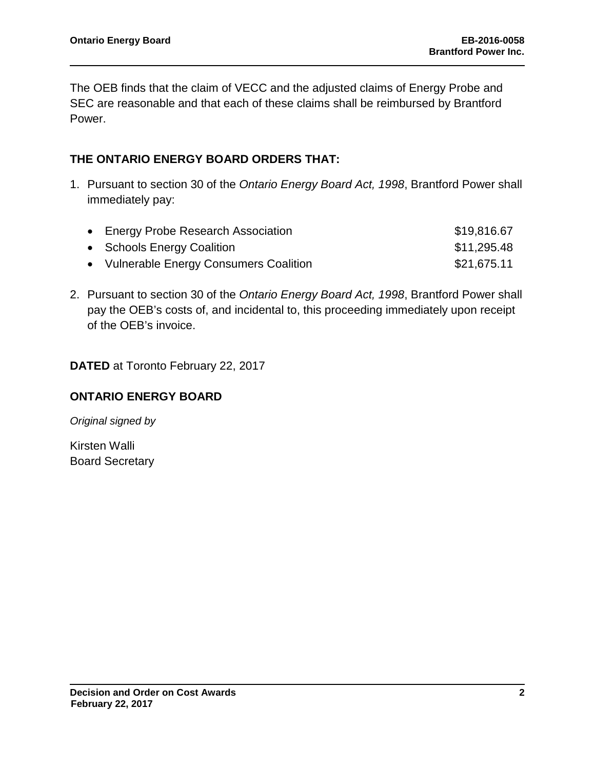The OEB finds that the claim of VECC and the adjusted claims of Energy Probe and SEC are reasonable and that each of these claims shall be reimbursed by Brantford Power.

**THE ONTARIO ENERGY BOARD ORDERS THAT:**

1. Pursuant to section 30 of the *Ontario Energy Board Act, 1998*, Brantford Power shall immediately pay:

| | |
|---|---|
| • Energy Probe Research Association | $19,816.67 |
| • Schools Energy Coalition | $11,295.48 |
| • Vulnerable Energy Consumers Coalition | $21,675.11 |

2. Pursuant to section 30 of the *Ontario Energy Board Act, 1998*, Brantford Power shall pay the OEB's costs of, and incidental to, this proceeding immediately upon receipt of the OEB's invoice.

**DATED** at Toronto February 22, 2017

**ONTARIO ENERGY BOARD**

*Original signed by*

Kirsten Walli
Board Secretary